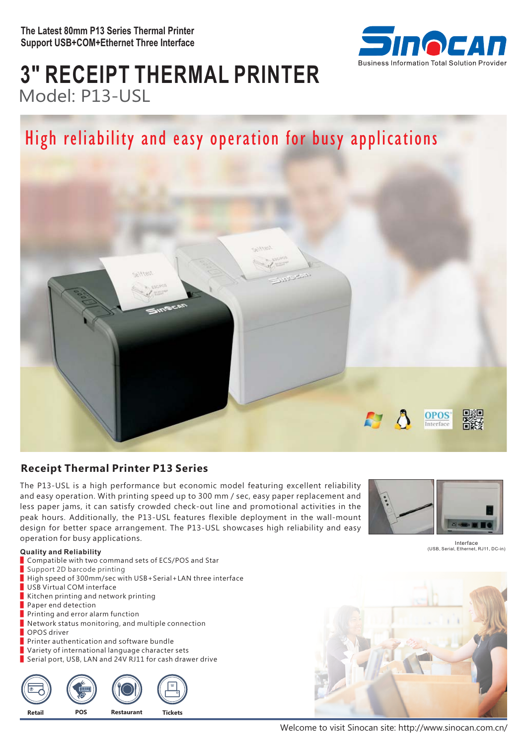The Latest 80mm P13 Series Thermal Printer
Support USB+COM+Ethernet Three Interface

Business Information Total Solution Provider

# 3" RECEIPT THERMAL PRINTER

Model: P13-USL

## High reliability and easy operation for busy applications

## Receipt Thermal Printer P13 Series

The P13-USL is a high performance but economic model featuring excellent reliability and easy operation. With printing speed up to 300 mm / sec, easy paper replacement and less paper jams, it can satisfy crowded check-out line and promotional activities in the peak hours. Additionally, the P13-USL features flexible deployment in the wall-mount design for better space arrangement. The P13-USL showcases high reliability and easy operation for busy applications.

Interface
(USB, Serial, Ethernet, RJ11, DC-in)

**Quality and Reliability**

- Compatible with two command sets of ECS/POS and Star
- Support 2D barcode printing
- High speed of 300mm/sec with USB+Serial+LAN three interface
- USB Virtual COM interface
- Kitchen printing and network printing
- Paper end detection
- Printing and error alarm function
- Network status monitoring, and multiple connection
- OPOS driver
- Printer authentication and software bundle
- Variety of international language character sets
- Serial port, USB, LAN and 24V RJ11 for cash drawer drive

Retail POS Restaurant Tickets

Welcome to visit Sinocan site: http://www.sinocan.com.cn/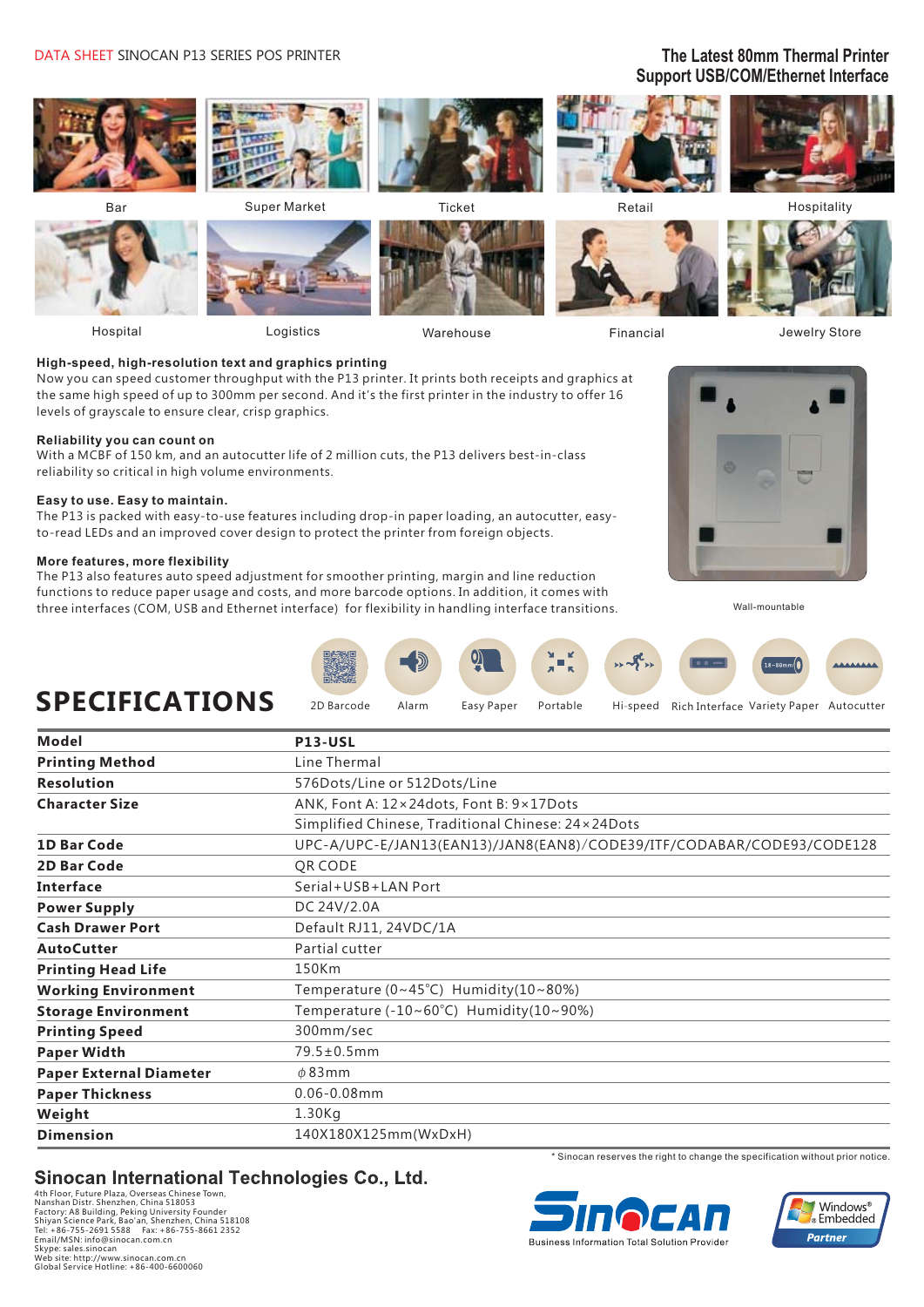DATA SHEET SINOCAN P13 SERIES POS PRINTER

## The Latest 80mm Thermal Printer Support USB/COM/Ethernet Interface

Bar

Super Market

Ticket

Retail

Hospitality

Hospital

Logistics

Warehouse

Financial

Jewelry Store

**High-speed, high-resolution text and graphics printing**

Now you can speed customer throughput with the P13 printer. It prints both receipts and graphics at the same high speed of up to 300mm per second. And it's the first printer in the industry to offer 16 levels of grayscale to ensure clear, crisp graphics.

**Reliability you can count on**

With a MCBF of 150 km, and an autocutter life of 2 million cuts, the P13 delivers best-in-class reliability so critical in high volume environments.

**Easy to use. Easy to maintain.**

The P13 is packed with easy-to-use features including drop-in paper loading, an autocutter, easy-to-read LEDs and an improved cover design to protect the printer from foreign objects.

**More features, more flexibility**

The P13 also features auto speed adjustment for smoother printing, margin and line reduction functions to reduce paper usage and costs, and more barcode options. In addition, it comes with three interfaces (COM, USB and Ethernet interface) for flexibility in handling interface transitions.

Wall-mountable

# SPECIFICATIONS

2D Barcode | Alarm | Easy Paper | Portable | Hi-speed | Rich Interface | Variety Paper | Autocutter

| | |
|---|---|
| **Model** | **P13-USL** |
| **Printing Method** | Line Thermal |
| **Resolution** | 576Dots/Line or 512Dots/Line |
| **Character Size** | ANK, Font A: 12×24dots, Font B: 9×17Dots |
| | Simplified Chinese, Traditional Chinese: 24×24Dots |
| **1D Bar Code** | UPC-A/UPC-E/JAN13(EAN13)/JAN8(EAN8)/CODE39/ITF/CODABAR/CODE93/CODE128 |
| **2D Bar Code** | QR CODE |
| **Interface** | Serial+USB+LAN Port |
| **Power Supply** | DC 24V/2.0A |
| **Cash Drawer Port** | Default RJ11, 24VDC/1A |
| **AutoCutter** | Partial cutter |
| **Printing Head Life** | 150Km |
| **Working Environment** | Temperature (0~45°C) Humidity(10~80%) |
| **Storage Environment** | Temperature (-10~60°C) Humidity(10~90%) |
| **Printing Speed** | 300mm/sec |
| **Paper Width** | 79.5±0.5mm |
| **Paper External Diameter** | φ83mm |
| **Paper Thickness** | 0.06-0.08mm |
| **Weight** | 1.30Kg |
| **Dimension** | 140X180X125mm(WxDxH) |

\* Sinocan reserves the right to change the specification without prior notice.

## Sinocan International Technologies Co., Ltd.

4th Floor, Future Plaza, Overseas Chinese Town,
Nanshan Distr. Shenzhen, China 518053
Factory: A8 Building, Peking University Founder
Shiyan Science Park, Bao'an, Shenzhen, China 518108
Tel: +86-755-2691 5588 Fax: +86-755-8661 2352
Email/MSN: info@sinocan.com.cn
Skype: sales.sinocan
Web site: http://www.sinocan.com.cn
Global Service Hotline: +86-400-6600060

SINOCAN
Business Information Total Solution Provider

Windows® Embedded Partner